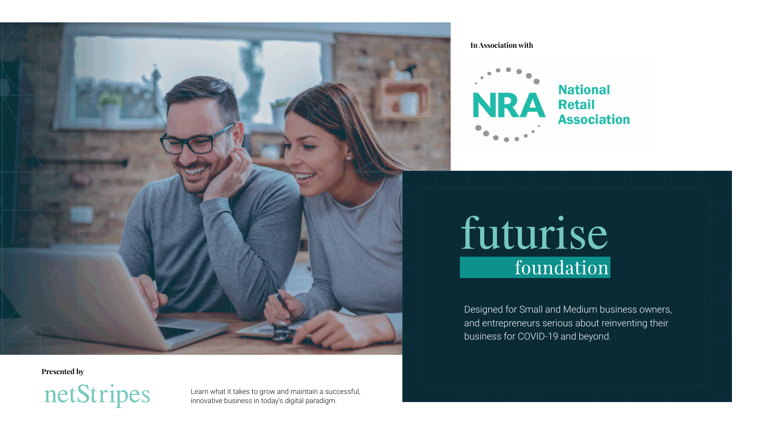In Association with

NRA National Retail Association

# futurise foundation

Designed for Small and Medium business owners, and entrepreneurs serious about reinventing their business for COVID-19 and beyond.

**Presented by**

netStripes

Learn what it takes to grow and maintain a successful, innovative business in today's digital paradigm.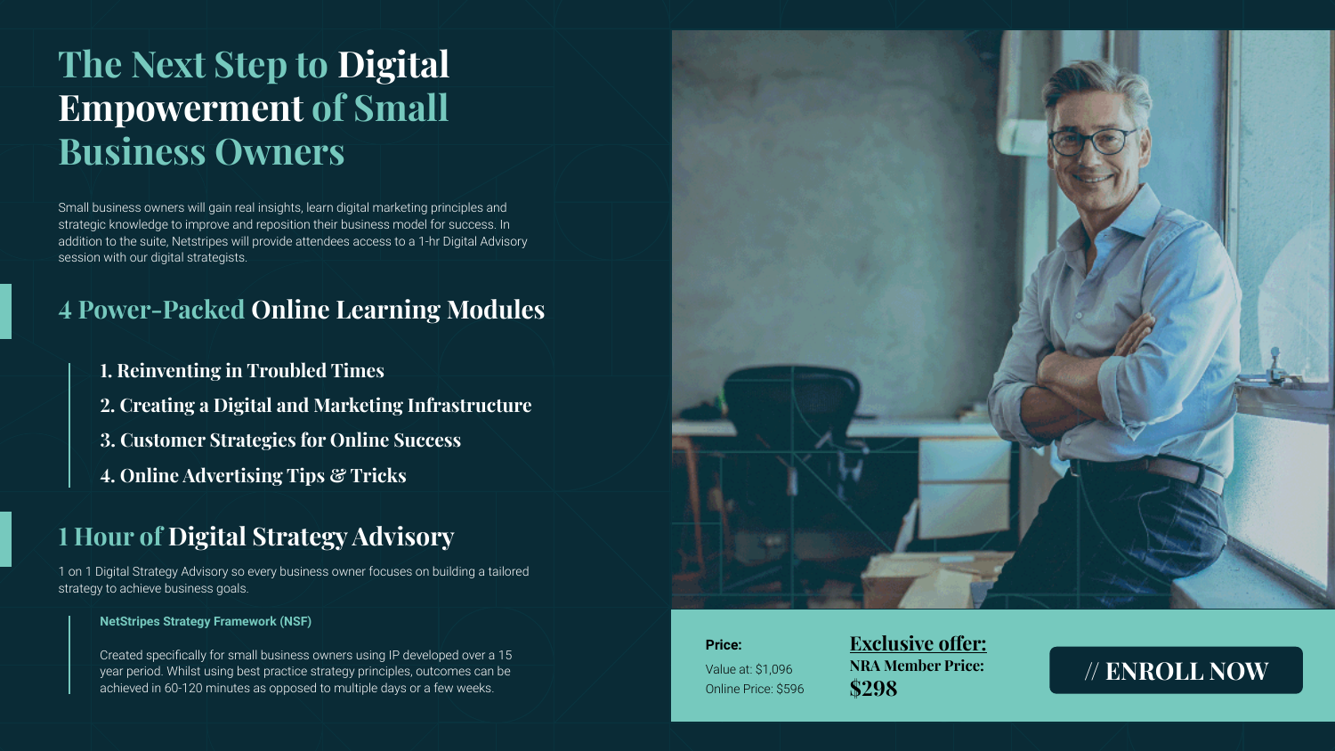# The Next Step to Digital Empowerment of Small Business Owners

Small business owners will gain real insights, learn digital marketing principles and strategic knowledge to improve and reposition their business model for success. In addition to the suite, Netstripes will provide attendees access to a 1-hr Digital Advisory session with our digital strategists.

## 4 Power-Packed Online Learning Modules

1. **Reinventing in Troubled Times**
2. **Creating a Digital and Marketing Infrastructure**
3. **Customer Strategies for Online Success**
4. **Online Advertising Tips & Tricks**

## 1 Hour of Digital Strategy Advisory

1 on 1 Digital Strategy Advisory so every business owner focuses on building a tailored strategy to achieve business goals.

**NetStripes Strategy Framework (NSF)**

Created specifically for small business owners using IP developed over a 15 year period. Whilst using best practice strategy principles, outcomes can be achieved in 60-120 minutes as opposed to multiple days or a few weeks.

**Price:**

Value at: $1,096

Online Price: $596

**Exclusive offer:**

**NRA Member Price:**

**$298**

**// ENROLL NOW**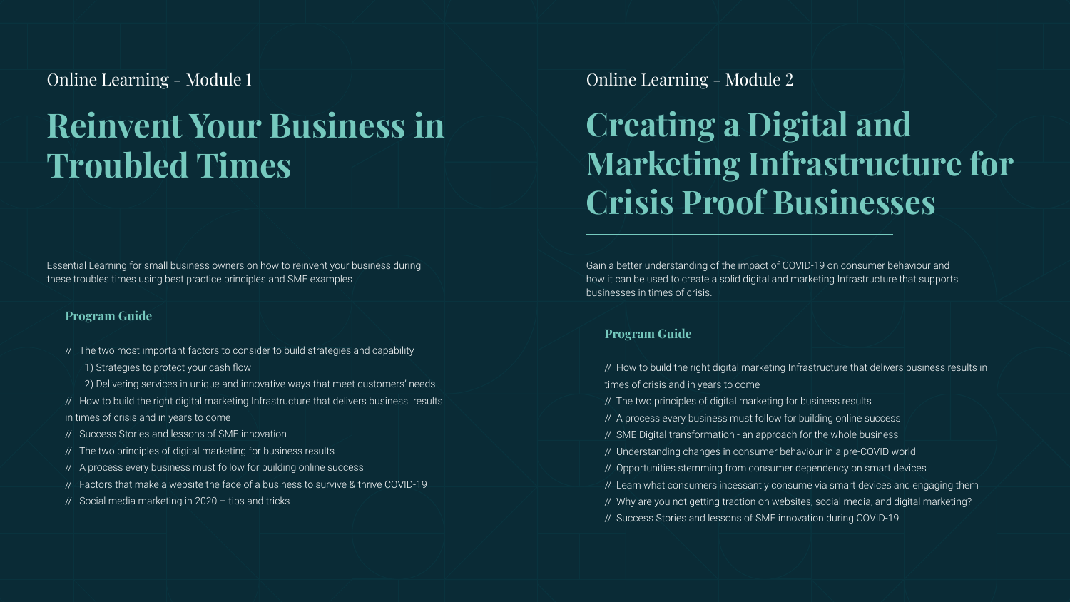Online Learning - Module 1

# Reinvent Your Business in Troubled Times

Essential Learning for small business owners on how to reinvent your business during these troubles times using best practice principles and SME examples

### Program Guide

// The two most important factors to consider to build strategies and capability
  1) Strategies to protect your cash flow
  2) Delivering services in unique and innovative ways that meet customers' needs

// How to build the right digital marketing Infrastructure that delivers business results in times of crisis and in years to come

// Success Stories and lessons of SME innovation

// The two principles of digital marketing for business results

// A process every business must follow for building online success

// Factors that make a website the face of a business to survive & thrive COVID-19

// Social media marketing in 2020 – tips and tricks

Online Learning - Module 2

# Creating a Digital and Marketing Infrastructure for Crisis Proof Businesses

Gain a better understanding of the impact of COVID-19 on consumer behaviour and how it can be used to create a solid digital and marketing Infrastructure that supports businesses in times of crisis.

### Program Guide

// How to build the right digital marketing Infrastructure that delivers business results in times of crisis and in years to come

// The two principles of digital marketing for business results

// A process every business must follow for building online success

// SME Digital transformation - an approach for the whole business

// Understanding changes in consumer behaviour in a pre-COVID world

// Opportunities stemming from consumer dependency on smart devices

// Learn what consumers incessantly consume via smart devices and engaging them

// Why are you not getting traction on websites, social media, and digital marketing?

// Success Stories and lessons of SME innovation during COVID-19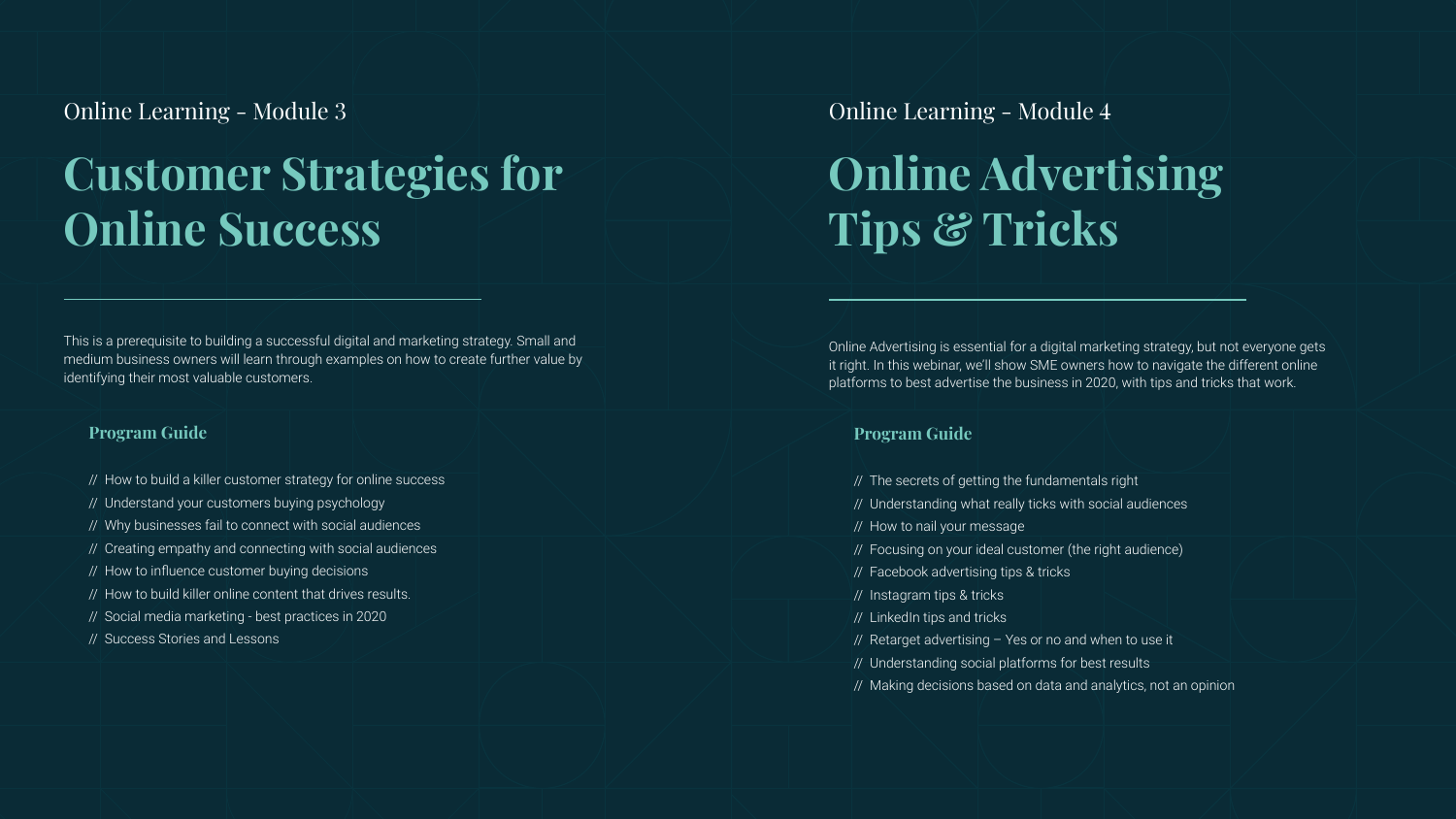Online Learning - Module 3

# Customer Strategies for Online Success

This is a prerequisite to building a successful digital and marketing strategy. Small and medium business owners will learn through examples on how to create further value by identifying their most valuable customers.

### Program Guide

// How to build a killer customer strategy for online success
// Understand your customers buying psychology
// Why businesses fail to connect with social audiences
// Creating empathy and connecting with social audiences
// How to influence customer buying decisions
// How to build killer online content that drives results.
// Social media marketing - best practices in 2020
// Success Stories and Lessons

Online Learning - Module 4

# Online Advertising Tips & Tricks

Online Advertising is essential for a digital marketing strategy, but not everyone gets it right. In this webinar, we'll show SME owners how to navigate the different online platforms to best advertise the business in 2020, with tips and tricks that work.

### Program Guide

// The secrets of getting the fundamentals right
// Understanding what really ticks with social audiences
// How to nail your message
// Focusing on your ideal customer (the right audience)
// Facebook advertising tips & tricks
// Instagram tips & tricks
// LinkedIn tips and tricks
// Retarget advertising – Yes or no and when to use it
// Understanding social platforms for best results
// Making decisions based on data and analytics, not an opinion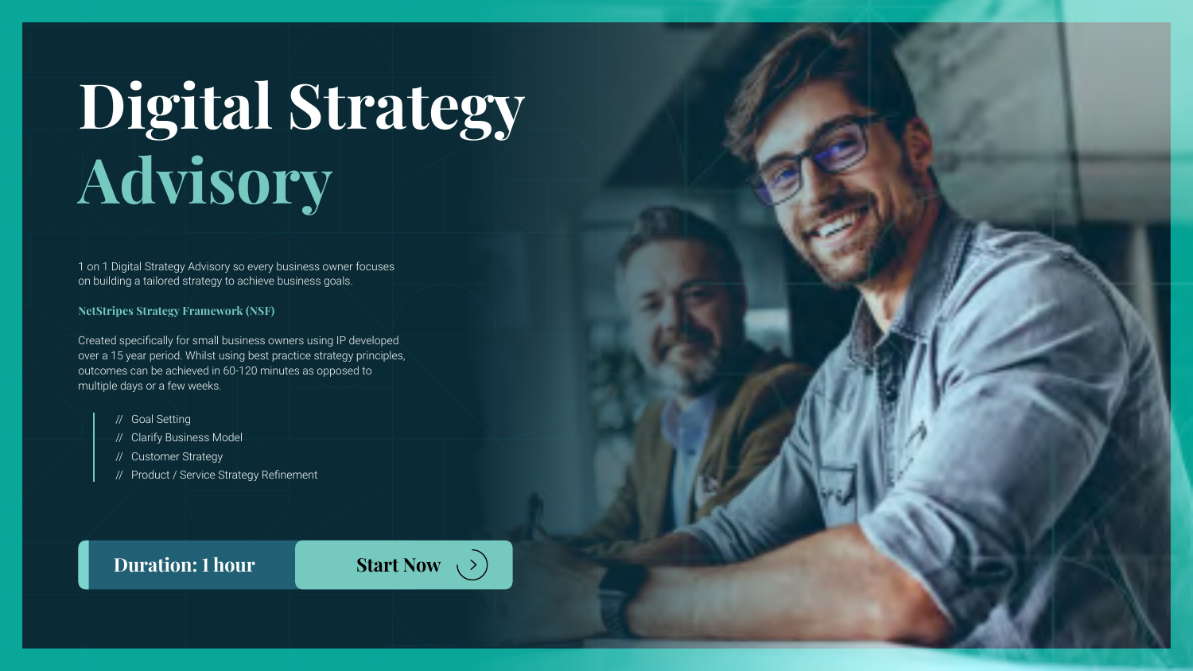# Digital Strategy Advisory

1 on 1 Digital Strategy Advisory so every business owner focuses on building a tailored strategy to achieve business goals.

**NetStripes Strategy Framework (NSF)**

Created specifically for small business owners using IP developed over a 15 year period. Whilst using best practice strategy principles, outcomes can be achieved in 60-120 minutes as opposed to multiple days or a few weeks.

- // Goal Setting
- // Clarify Business Model
- // Customer Strategy
- // Product / Service Strategy Refinement

**Duration: 1 hour**

**Start Now**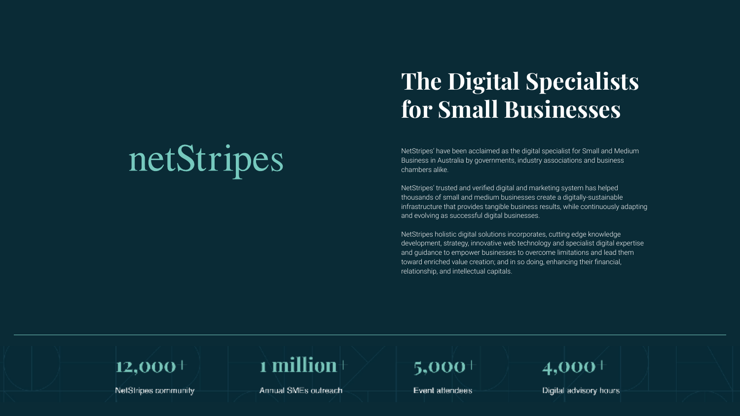netStripes

# The Digital Specialists for Small Businesses

NetStripes' have been acclaimed as the digital specialist for Small and Medium Business in Australia by governments, industry associations and business chambers alike.

NetStripes' trusted and verified digital and marketing system has helped thousands of small and medium businesses create a digitally-sustainable infrastructure that provides tangible business results, while continuously adapting and evolving as successful digital businesses.

NetStripes holistic digital solutions incorporates, cutting edge knowledge development, strategy, innovative web technology and specialist digital expertise and guidance to empower businesses to overcome limitations and lead them toward enriched value creation; and in so doing, enhancing their financial, relationship, and intellectual capitals.

---

**12,000+**
NetStripes community

**1 million+**
Annual SMEs outreach

**5,000+**
Event attendees

**4,000+**
Digital advisory hours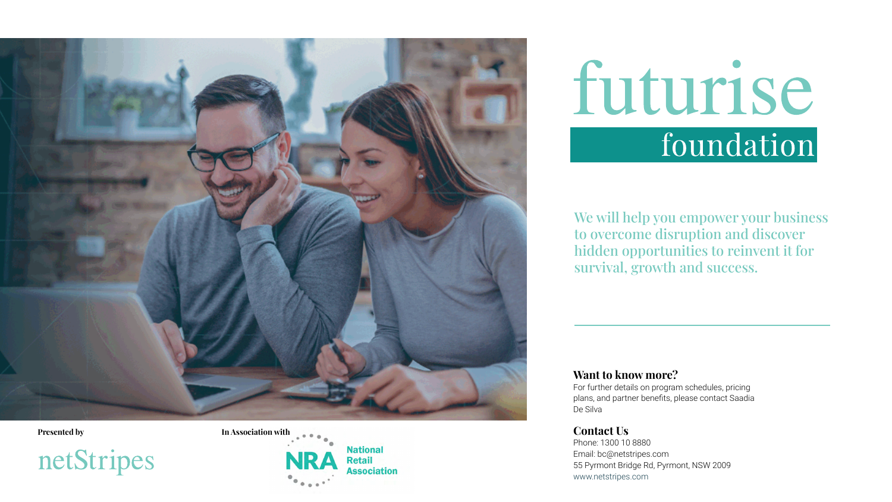# futurise

## foundation

We will help you empower your business to overcome disruption and discover hidden opportunities to reinvent it for survival, growth and success.

### Want to know more?

For further details on program schedules, pricing plans, and partner benefits, please contact Saadia De Silva

### Contact Us

Phone: 1300 10 8880
Email: bc@netstripes.com
55 Pyrmont Bridge Rd, Pyrmont, NSW 2009
www.netstripes.com

**Presented by**

netStripes

**In Association with**

NRA National Retail Association